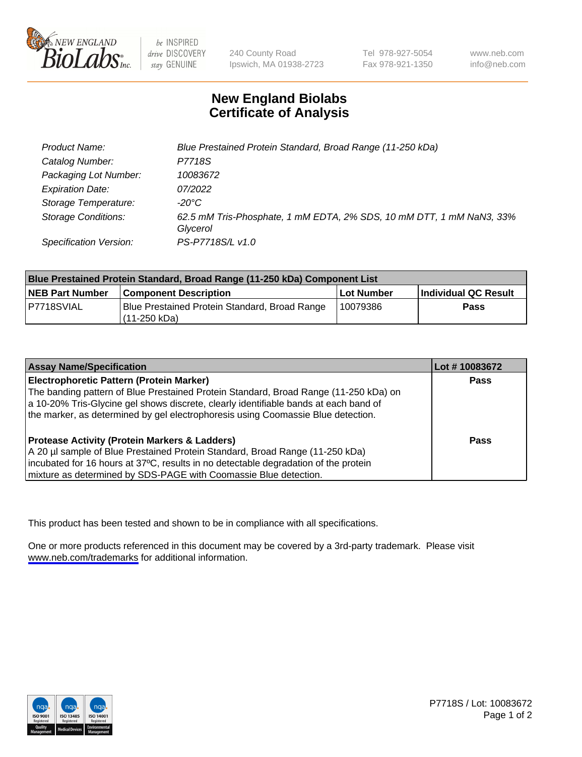NEW ENGLAND BioLabs Inc. — be INSPIRED drive DISCOVERY stay GENUINE

240 County Road
Ipswich, MA 01938-2723

Tel 978-927-5054
Fax 978-921-1350

www.neb.com
info@neb.com

# New England Biolabs Certificate of Analysis

| | |
|---|---|
| Product Name: | Blue Prestained Protein Standard, Broad Range (11-250 kDa) |
| Catalog Number: | P7718S |
| Packaging Lot Number: | 10083672 |
| Expiration Date: | 07/2022 |
| Storage Temperature: | -20°C |
| Storage Conditions: | 62.5 mM Tris-Phosphate, 1 mM EDTA, 2% SDS, 10 mM DTT, 1 mM $NaN_3$, 33% Glycerol |
| Specification Version: | PS-P7718S/L v1.0 |

| Blue Prestained Protein Standard, Broad Range (11-250 kDa) Component List | | | |
|---|---|---|---|
| **NEB Part Number** | **Component Description** | **Lot Number** | **Individual QC Result** |
| P7718SVIAL | Blue Prestained Protein Standard, Broad Range (11-250 kDa) | 10079386 | **Pass** |

| Assay Name/Specification | Lot # 10083672 |
|---|---|
| **Electrophoretic Pattern (Protein Marker)**<br>The banding pattern of Blue Prestained Protein Standard, Broad Range (11-250 kDa) on a 10-20% Tris-Glycine gel shows discrete, clearly identifiable bands at each band of the marker, as determined by gel electrophoresis using Coomassie Blue detection. | **Pass** |
| **Protease Activity (Protein Markers & Ladders)**<br>A 20 µl sample of Blue Prestained Protein Standard, Broad Range (11-250 kDa) incubated for 16 hours at 37ºC, results in no detectable degradation of the protein mixture as determined by SDS-PAGE with Coomassie Blue detection. | **Pass** |

This product has been tested and shown to be in compliance with all specifications.

One or more products referenced in this document may be covered by a 3rd-party trademark. Please visit www.neb.com/trademarks for additional information.

P7718S / Lot: 10083672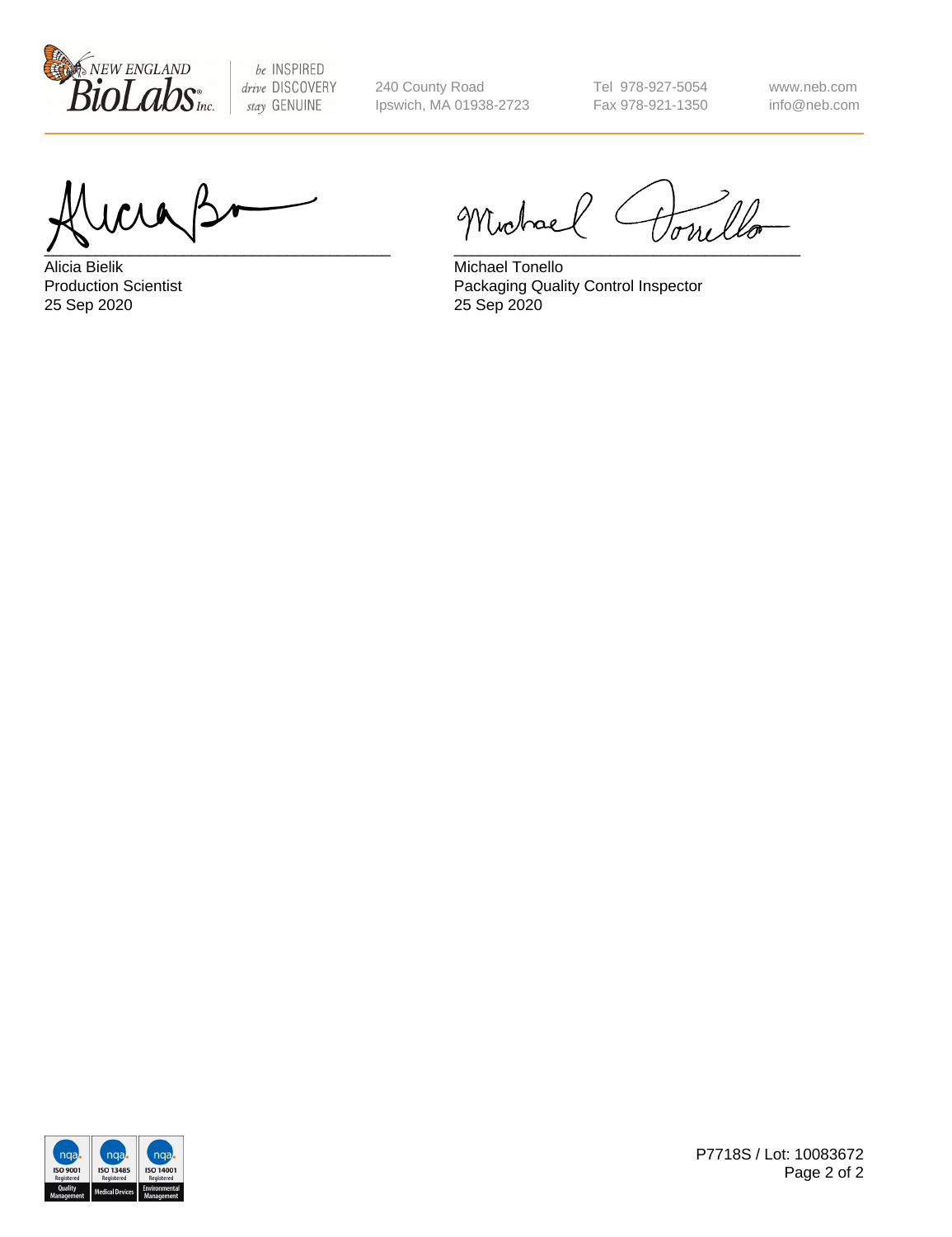Alicia Bielik
Production Scientist
25 Sep 2020

Michael Tonello
Packaging Quality Control Inspector
25 Sep 2020

P7718S / Lot: 10083672